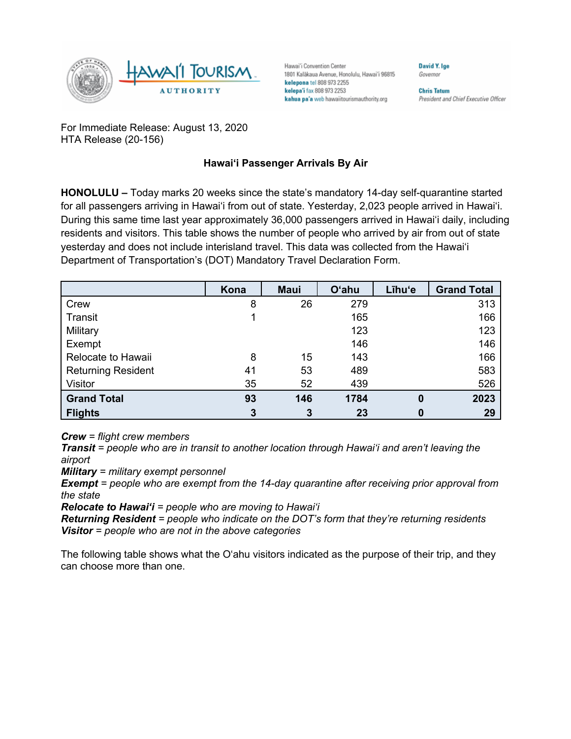Hawaiʻi Convention Center
1801 Kalākaua Avenue, Honolulu, Hawaiʻi 96815
**kelepona** tel 808 973 2255
**kelepaʻi** fax 808 973 2253
**kahua paʻa** web hawaiitourismauthority.org

**David Y. Ige**
*Governor*

**Chris Tatum**
*President and Chief Executive Officer*

For Immediate Release: August 13, 2020
HTA Release (20-156)

**Hawaiʻi Passenger Arrivals By Air**

**HONOLULU –** Today marks 20 weeks since the state's mandatory 14-day self-quarantine started for all passengers arriving in Hawaiʻi from out of state. Yesterday, 2,023 people arrived in Hawaiʻi. During this same time last year approximately 36,000 passengers arrived in Hawaiʻi daily, including residents and visitors. This table shows the number of people who arrived by air from out of state yesterday and does not include interisland travel. This data was collected from the Hawaiʻi Department of Transportation's (DOT) Mandatory Travel Declaration Form.

| | Kona | Maui | Oʻahu | Līhuʻe | Grand Total |
|---|---|---|---|---|---|
| Crew | 8 | 26 | 279 | | 313 |
| Transit | 1 | | 165 | | 166 |
| Military | | | 123 | | 123 |
| Exempt | | | 146 | | 146 |
| Relocate to Hawaii | 8 | 15 | 143 | | 166 |
| Returning Resident | 41 | 53 | 489 | | 583 |
| Visitor | 35 | 52 | 439 | | 526 |
| **Grand Total** | **93** | **146** | **1784** | **0** | **2023** |
| **Flights** | **3** | **3** | **23** | **0** | **29** |

***Crew*** *= flight crew members*
***Transit*** *= people who are in transit to another location through Hawaiʻi and aren't leaving the airport*
***Military*** *= military exempt personnel*
***Exempt*** *= people who are exempt from the 14-day quarantine after receiving prior approval from the state*
***Relocate to Hawaiʻi*** *= people who are moving to Hawaiʻi*
***Returning Resident*** *= people who indicate on the DOT's form that they're returning residents*
***Visitor*** *= people who are not in the above categories*

The following table shows what the Oʻahu visitors indicated as the purpose of their trip, and they can choose more than one.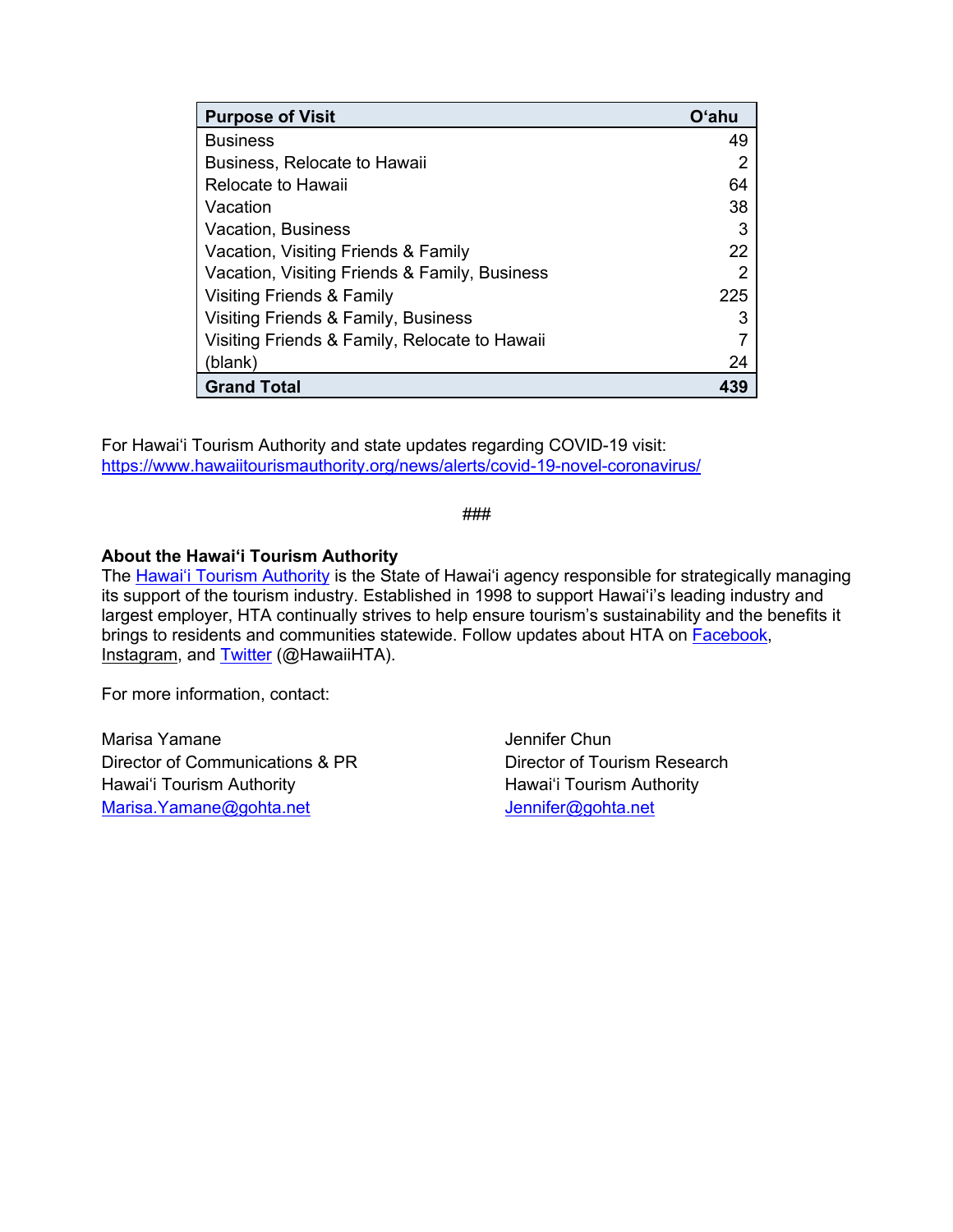| Purpose of Visit | O‘ahu |
| --- | --- |
| Business | 49 |
| Business, Relocate to Hawaii | 2 |
| Relocate to Hawaii | 64 |
| Vacation | 38 |
| Vacation, Business | 3 |
| Vacation, Visiting Friends & Family | 22 |
| Vacation, Visiting Friends & Family, Business | 2 |
| Visiting Friends & Family | 225 |
| Visiting Friends & Family, Business | 3 |
| Visiting Friends & Family, Relocate to Hawaii | 7 |
| (blank) | 24 |
| **Grand Total** | **439** |

For Hawai‘i Tourism Authority and state updates regarding COVID-19 visit:
https://www.hawaiitourismauthority.org/news/alerts/covid-19-novel-coronavirus/

###

**About the Hawai‘i Tourism Authority**

The Hawai‘i Tourism Authority is the State of Hawai‘i agency responsible for strategically managing its support of the tourism industry. Established in 1998 to support Hawai‘i's leading industry and largest employer, HTA continually strives to help ensure tourism's sustainability and the benefits it brings to residents and communities statewide. Follow updates about HTA on Facebook, Instagram, and Twitter (@HawaiiHTA).

For more information, contact:

Marisa Yamane
Director of Communications & PR
Hawai‘i Tourism Authority
Marisa.Yamane@gohta.net

Jennifer Chun
Director of Tourism Research
Hawai‘i Tourism Authority
Jennifer@gohta.net